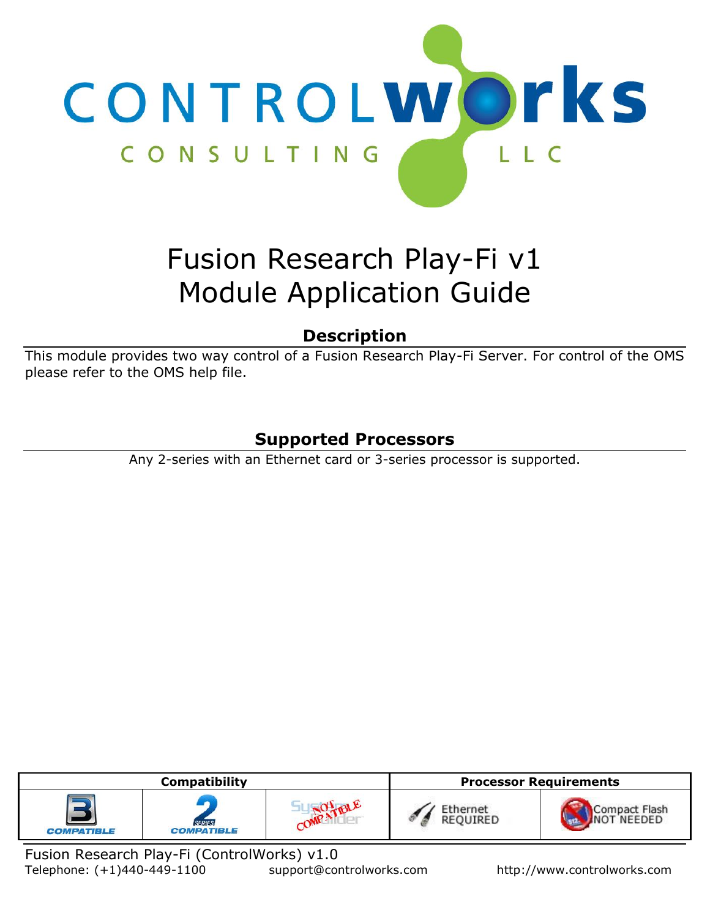# Fusion Research Play-Fi v1 Module Application Guide

## Description

This module provides two way control of a Fusion Research Play-Fi Server. For control of the OMS please refer to the OMS help file.

## Supported Processors

Any 2-series with an Ethernet card or 3-series processor is supported.

| Compatibility | | | Processor Requirements | |
| --- | --- | --- | --- | --- |
| 3 COMPATIBLE | 2 SERIES COMPATIBLE | SystemBuilder NOT COMPATIBLE | Ethernet REQUIRED | Compact Flash NOT NEEDED |

Fusion Research Play-Fi (ControlWorks) v1.0

Telephone: (+1)440-449-1100 support@controlworks.com http://www.controlworks.com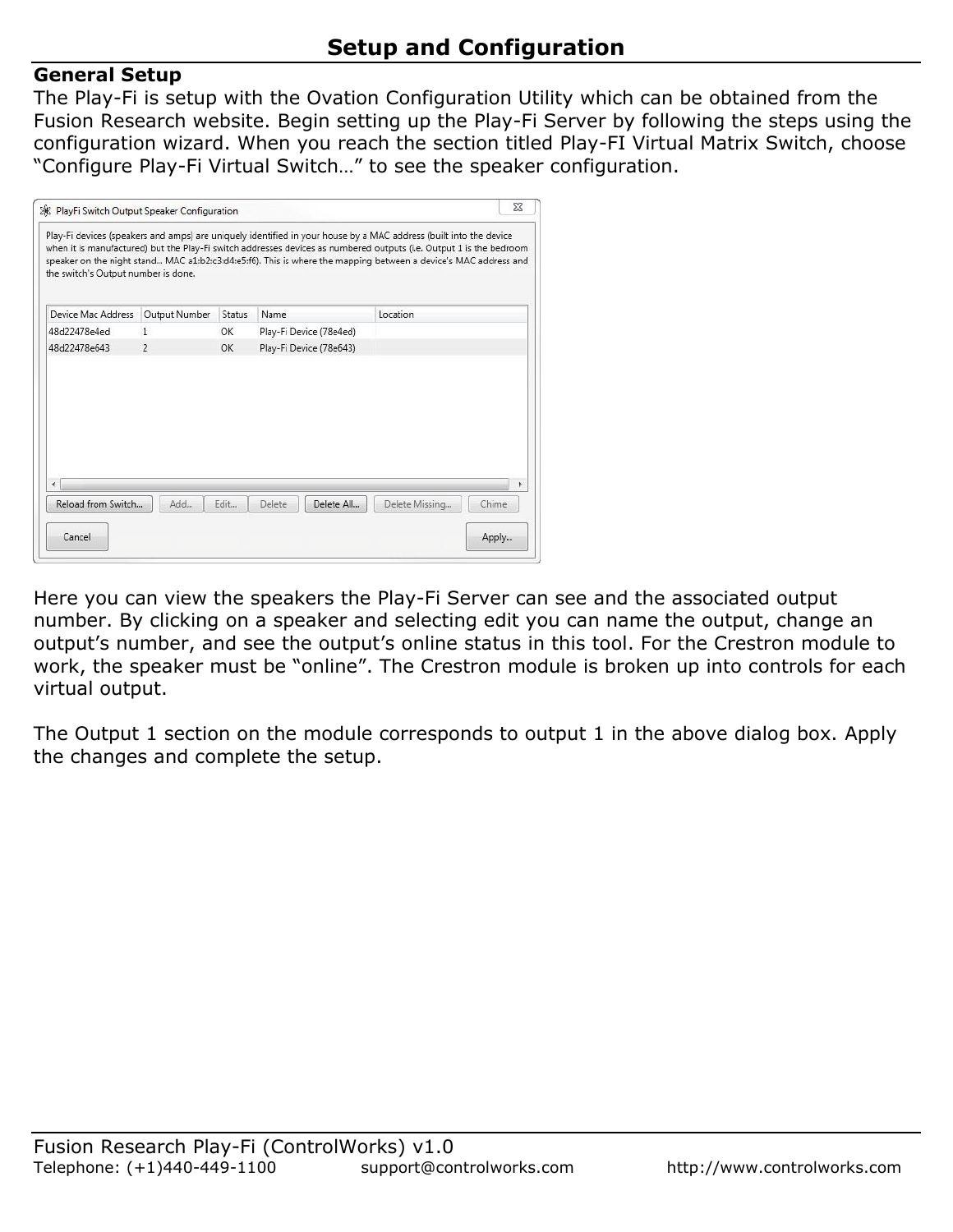# Setup and Configuration

## General Setup

The Play-Fi is setup with the Ovation Configuration Utility which can be obtained from the Fusion Research website. Begin setting up the Play-Fi Server by following the steps using the configuration wizard. When you reach the section titled Play-FI Virtual Matrix Switch, choose "Configure Play-Fi Virtual Switch…" to see the speaker configuration.

Here you can view the speakers the Play-Fi Server can see and the associated output number. By clicking on a speaker and selecting edit you can name the output, change an output's number, and see the output's online status in this tool. For the Crestron module to work, the speaker must be "online". The Crestron module is broken up into controls for each virtual output.

The Output 1 section on the module corresponds to output 1 in the above dialog box. Apply the changes and complete the setup.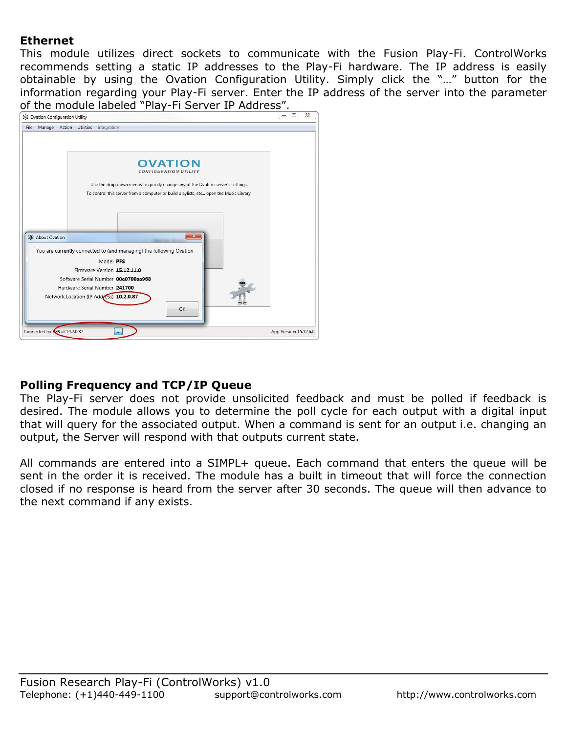## Ethernet

This module utilizes direct sockets to communicate with the Fusion Play-Fi. ControlWorks recommends setting a static IP addresses to the Play-Fi hardware. The IP address is easily obtainable by using the Ovation Configuration Utility. Simply click the "…" button for the information regarding your Play-Fi server. Enter the IP address of the server into the parameter of the module labeled "Play-Fi Server IP Address".

## Polling Frequency and TCP/IP Queue

The Play-Fi server does not provide unsolicited feedback and must be polled if feedback is desired. The module allows you to determine the poll cycle for each output with a digital input that will query for the associated output. When a command is sent for an output i.e. changing an output, the Server will respond with that outputs current state.

All commands are entered into a SIMPL+ queue. Each command that enters the queue will be sent in the order it is received. The module has a built in timeout that will force the connection closed if no response is heard from the server after 30 seconds. The queue will then advance to the next command if any exists.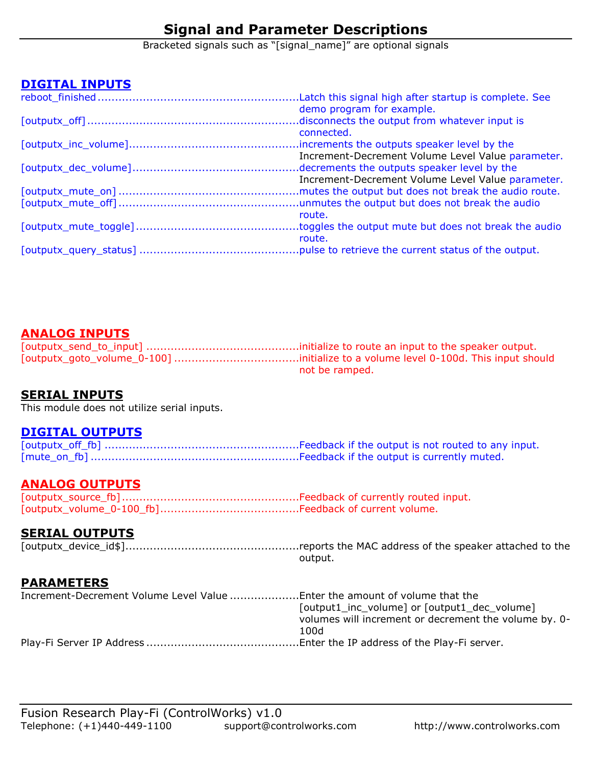# Signal and Parameter Descriptions

Bracketed signals such as "[signal_name]" are optional signals

## DIGITAL INPUTS

| Signal | Description |
| --- | --- |
| reboot_finished | Latch this signal high after startup is complete. See demo program for example. |
| [outputx_off] | disconnects the output from whatever input is connected. |
| [outputx_inc_volume] | increments the outputs speaker level by the Increment-Decrement Volume Level Value parameter. |
| [outputx_dec_volume] | decrements the outputs speaker level by the Increment-Decrement Volume Level Value parameter. |
| [outputx_mute_on] | mutes the output but does not break the audio route. |
| [outputx_mute_off] | unmutes the output but does not break the audio route. |
| [outputx_mute_toggle] | toggles the output mute but does not break the audio route. |
| [outputx_query_status] | pulse to retrieve the current status of the output. |

## ANALOG INPUTS

| Signal | Description |
| --- | --- |
| [outputx_send_to_input] | initialize to route an input to the speaker output. |
| [outputx_goto_volume_0-100] | initialize to a volume level 0-100d. This input should not be ramped. |

## SERIAL INPUTS

This module does not utilize serial inputs.

## DIGITAL OUTPUTS

| Signal | Description |
| --- | --- |
| [outputx_off_fb] | Feedback if the output is not routed to any input. |
| [mute_on_fb] | Feedback if the output is currently muted. |

## ANALOG OUTPUTS

| Signal | Description |
| --- | --- |
| [outputx_source_fb] | Feedback of currently routed input. |
| [outputx_volume_0-100_fb] | Feedback of current volume. |

## SERIAL OUTPUTS

| Signal | Description |
| --- | --- |
| [outputx_device_id$] | reports the MAC address of the speaker attached to the output. |

## PARAMETERS

| Parameter | Description |
| --- | --- |
| Increment-Decrement Volume Level Value | Enter the amount of volume that the [output1_inc_volume] or [output1_dec_volume] volumes will increment or decrement the volume by. 0-100d |
| Play-Fi Server IP Address | Enter the IP address of the Play-Fi server. |

Fusion Research Play-Fi (ControlWorks) v1.0
Telephone: (+1)440-449-1100 support@controlworks.com http://www.controlworks.com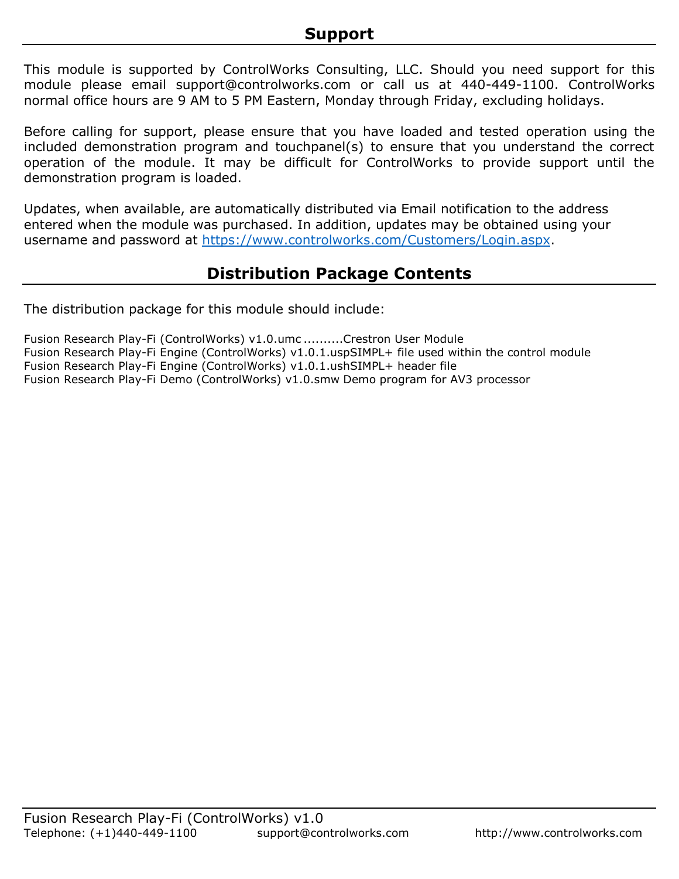## Support

This module is supported by ControlWorks Consulting, LLC. Should you need support for this module please email support@controlworks.com or call us at 440-449-1100. ControlWorks normal office hours are 9 AM to 5 PM Eastern, Monday through Friday, excluding holidays.

Before calling for support, please ensure that you have loaded and tested operation using the included demonstration program and touchpanel(s) to ensure that you understand the correct operation of the module. It may be difficult for ControlWorks to provide support until the demonstration program is loaded.

Updates, when available, are automatically distributed via Email notification to the address entered when the module was purchased. In addition, updates may be obtained using your username and password at https://www.controlworks.com/Customers/Login.aspx.

## Distribution Package Contents

The distribution package for this module should include:

Fusion Research Play-Fi (ControlWorks) v1.0.umc ..........Crestron User Module
Fusion Research Play-Fi Engine (ControlWorks) v1.0.1.uspSIMPL+ file used within the control module
Fusion Research Play-Fi Engine (ControlWorks) v1.0.1.ushSIMPL+ header file
Fusion Research Play-Fi Demo (ControlWorks) v1.0.smw Demo program for AV3 processor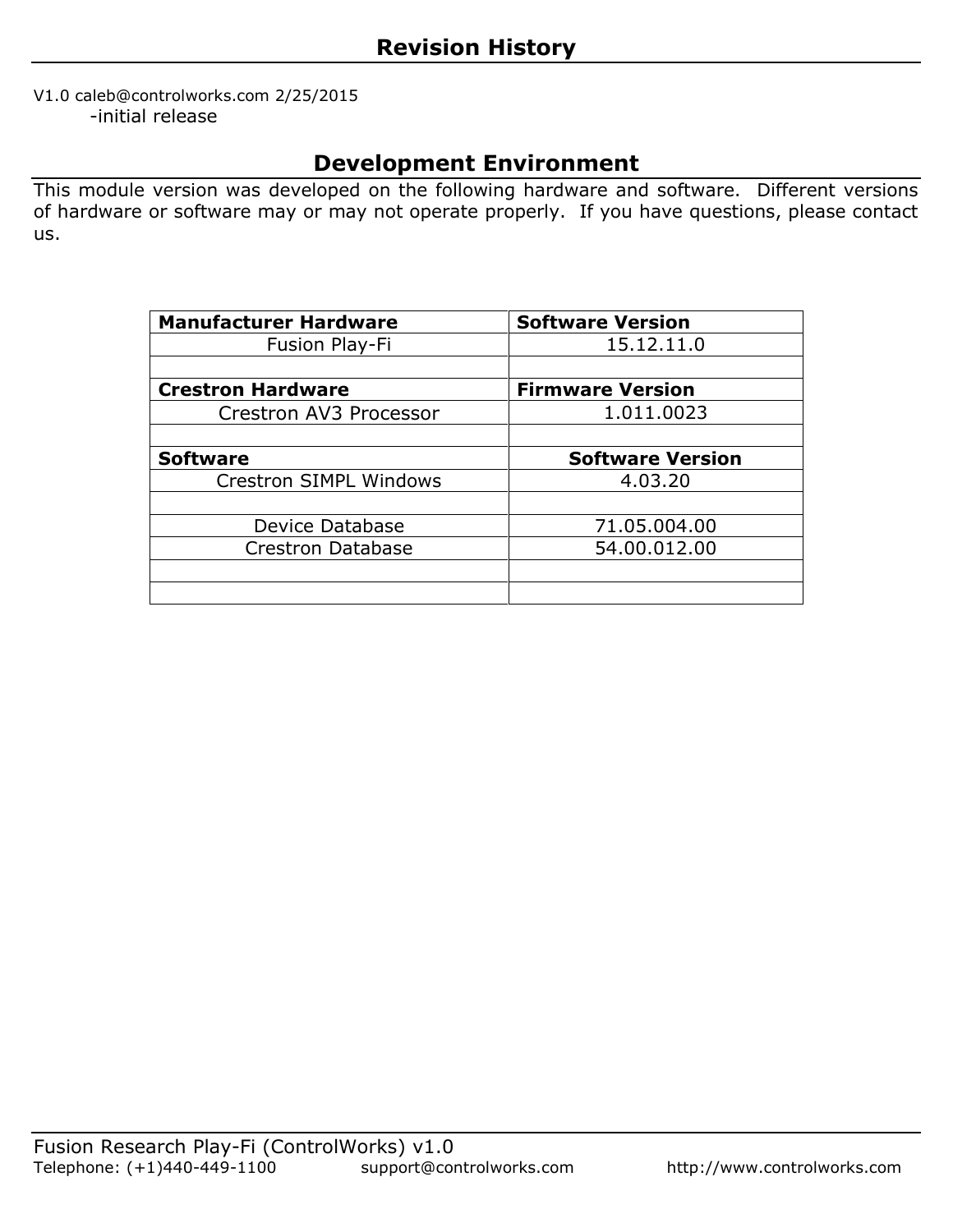## Revision History

V1.0 caleb@controlworks.com 2/25/2015
 -initial release

## Development Environment

This module version was developed on the following hardware and software. Different versions of hardware or software may or may not operate properly. If you have questions, please contact us.

| **Manufacturer Hardware** | **Software Version** |
|---|---|
| Fusion Play-Fi | 15.12.11.0 |
| | |
| **Crestron Hardware** | **Firmware Version** |
| Crestron AV3 Processor | 1.011.0023 |
| | |
| **Software** | **Software Version** |
| Crestron SIMPL Windows | 4.03.20 |
| | |
| Device Database | 71.05.004.00 |
| Crestron Database | 54.00.012.00 |
| | |
| | |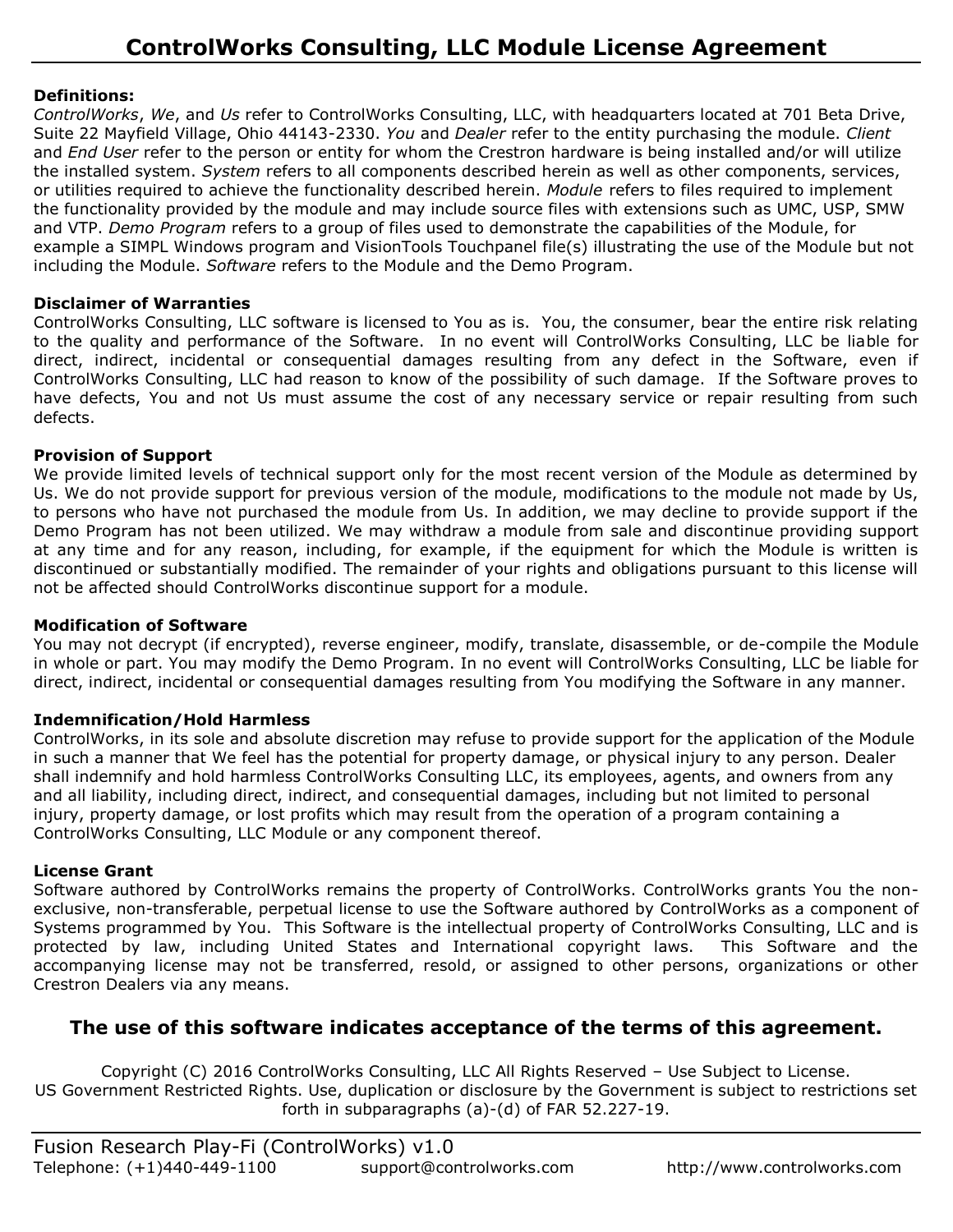# ControlWorks Consulting, LLC Module License Agreement

**Definitions:**
*ControlWorks*, *We*, and *Us* refer to ControlWorks Consulting, LLC, with headquarters located at 701 Beta Drive, Suite 22 Mayfield Village, Ohio 44143-2330. *You* and *Dealer* refer to the entity purchasing the module. *Client* and *End User* refer to the person or entity for whom the Crestron hardware is being installed and/or will utilize the installed system. *System* refers to all components described herein as well as other components, services, or utilities required to achieve the functionality described herein. *Module* refers to files required to implement the functionality provided by the module and may include source files with extensions such as UMC, USP, SMW and VTP. *Demo Program* refers to a group of files used to demonstrate the capabilities of the Module, for example a SIMPL Windows program and VisionTools Touchpanel file(s) illustrating the use of the Module but not including the Module. *Software* refers to the Module and the Demo Program.

**Disclaimer of Warranties**
ControlWorks Consulting, LLC software is licensed to You as is. You, the consumer, bear the entire risk relating to the quality and performance of the Software. In no event will ControlWorks Consulting, LLC be liable for direct, indirect, incidental or consequential damages resulting from any defect in the Software, even if ControlWorks Consulting, LLC had reason to know of the possibility of such damage. If the Software proves to have defects, You and not Us must assume the cost of any necessary service or repair resulting from such defects.

**Provision of Support**
We provide limited levels of technical support only for the most recent version of the Module as determined by Us. We do not provide support for previous version of the module, modifications to the module not made by Us, to persons who have not purchased the module from Us. In addition, we may decline to provide support if the Demo Program has not been utilized. We may withdraw a module from sale and discontinue providing support at any time and for any reason, including, for example, if the equipment for which the Module is written is discontinued or substantially modified. The remainder of your rights and obligations pursuant to this license will not be affected should ControlWorks discontinue support for a module.

**Modification of Software**
You may not decrypt (if encrypted), reverse engineer, modify, translate, disassemble, or de-compile the Module in whole or part. You may modify the Demo Program. In no event will ControlWorks Consulting, LLC be liable for direct, indirect, incidental or consequential damages resulting from You modifying the Software in any manner.

**Indemnification/Hold Harmless**
ControlWorks, in its sole and absolute discretion may refuse to provide support for the application of the Module in such a manner that We feel has the potential for property damage, or physical injury to any person. Dealer shall indemnify and hold harmless ControlWorks Consulting LLC, its employees, agents, and owners from any and all liability, including direct, indirect, and consequential damages, including but not limited to personal injury, property damage, or lost profits which may result from the operation of a program containing a ControlWorks Consulting, LLC Module or any component thereof.

**License Grant**
Software authored by ControlWorks remains the property of ControlWorks. ControlWorks grants You the non-exclusive, non-transferable, perpetual license to use the Software authored by ControlWorks as a component of Systems programmed by You. This Software is the intellectual property of ControlWorks Consulting, LLC and is protected by law, including United States and International copyright laws. This Software and the accompanying license may not be transferred, resold, or assigned to other persons, organizations or other Crestron Dealers via any means.

## The use of this software indicates acceptance of the terms of this agreement.

Copyright (C) 2016 ControlWorks Consulting, LLC All Rights Reserved – Use Subject to License.
US Government Restricted Rights. Use, duplication or disclosure by the Government is subject to restrictions set forth in subparagraphs (a)-(d) of FAR 52.227-19.